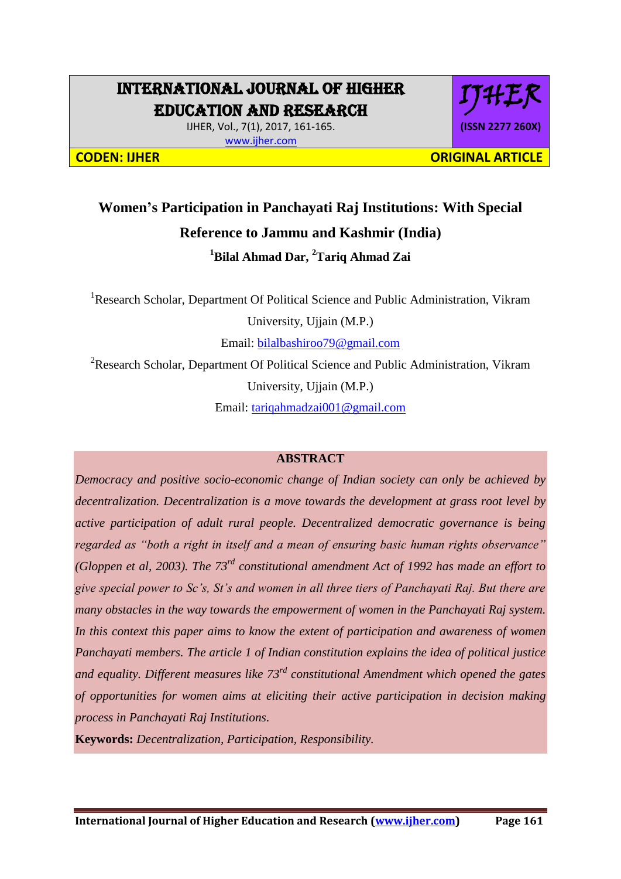# Women's Participation in Panchayati Raj Institutions: With Special Reference to Jammu and Kashmir (India)

**[1]Bilal Ahmad Dar, [2]Tariq Ahmad Zai**

[1]Research Scholar, Department Of Political Science and Public Administration, Vikram University, Ujjain (M.P.)

Email: bilalbashiroo79@gmail.com

[2]Research Scholar, Department Of Political Science and Public Administration, Vikram University, Ujjain (M.P.)

Email: tariqahmadzai001@gmail.com

## ABSTRACT

*Democracy and positive socio-economic change of Indian society can only be achieved by decentralization. Decentralization is a move towards the development at grass root level by active participation of adult rural people. Decentralized democratic governance is being regarded as "both a right in itself and a mean of ensuring basic human rights observance" (Gloppen et al, 2003). The 73rd constitutional amendment Act of 1992 has made an effort to give special power to Sc's, St's and women in all three tiers of Panchayati Raj. But there are many obstacles in the way towards the empowerment of women in the Panchayati Raj system. In this context this paper aims to know the extent of participation and awareness of women Panchayati members. The article 1 of Indian constitution explains the idea of political justice and equality. Different measures like 73rd constitutional Amendment which opened the gates of opportunities for women aims at eliciting their active participation in decision making process in Panchayati Raj Institutions.*

**Keywords:** *Decentralization, Participation, Responsibility.*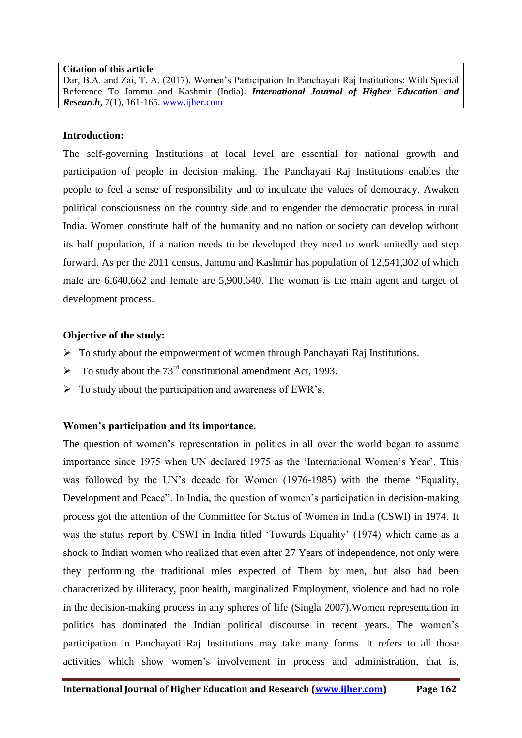**Citation of this article**

Dar, B.A. and Zai, T. A. (2017). Women's Participation In Panchayati Raj Institutions: With Special Reference To Jammu and Kashmir (India). ***International Journal of Higher Education and Research***, 7(1), 161-165. www.ijher.com

**Introduction:**

The self-governing Institutions at local level are essential for national growth and participation of people in decision making. The Panchayati Raj Institutions enables the people to feel a sense of responsibility and to inculcate the values of democracy. Awaken political consciousness on the country side and to engender the democratic process in rural India. Women constitute half of the humanity and no nation or society can develop without its half population, if a nation needs to be developed they need to work unitedly and step forward. As per the 2011 census, Jammu and Kashmir has population of 12,541,302 of which male are 6,640,662 and female are 5,900,640. The woman is the main agent and target of development process.

**Objective of the study:**

- To study about the empowerment of women through Panchayati Raj Institutions.
- To study about the 73rd constitutional amendment Act, 1993.
- To study about the participation and awareness of EWR's.

**Women's participation and its importance.**

The question of women's representation in politics in all over the world began to assume importance since 1975 when UN declared 1975 as the 'International Women's Year'. This was followed by the UN's decade for Women (1976-1985) with the theme "Equality, Development and Peace". In India, the question of women's participation in decision-making process got the attention of the Committee for Status of Women in India (CSWI) in 1974. It was the status report by CSWI in India titled 'Towards Equality' (1974) which came as a shock to Indian women who realized that even after 27 Years of independence, not only were they performing the traditional roles expected of Them by men, but also had been characterized by illiteracy, poor health, marginalized Employment, violence and had no role in the decision-making process in any spheres of life (Singla 2007).Women representation in politics has dominated the Indian political discourse in recent years. The women's participation in Panchayati Raj Institutions may take many forms. It refers to all those activities which show women's involvement in process and administration, that is,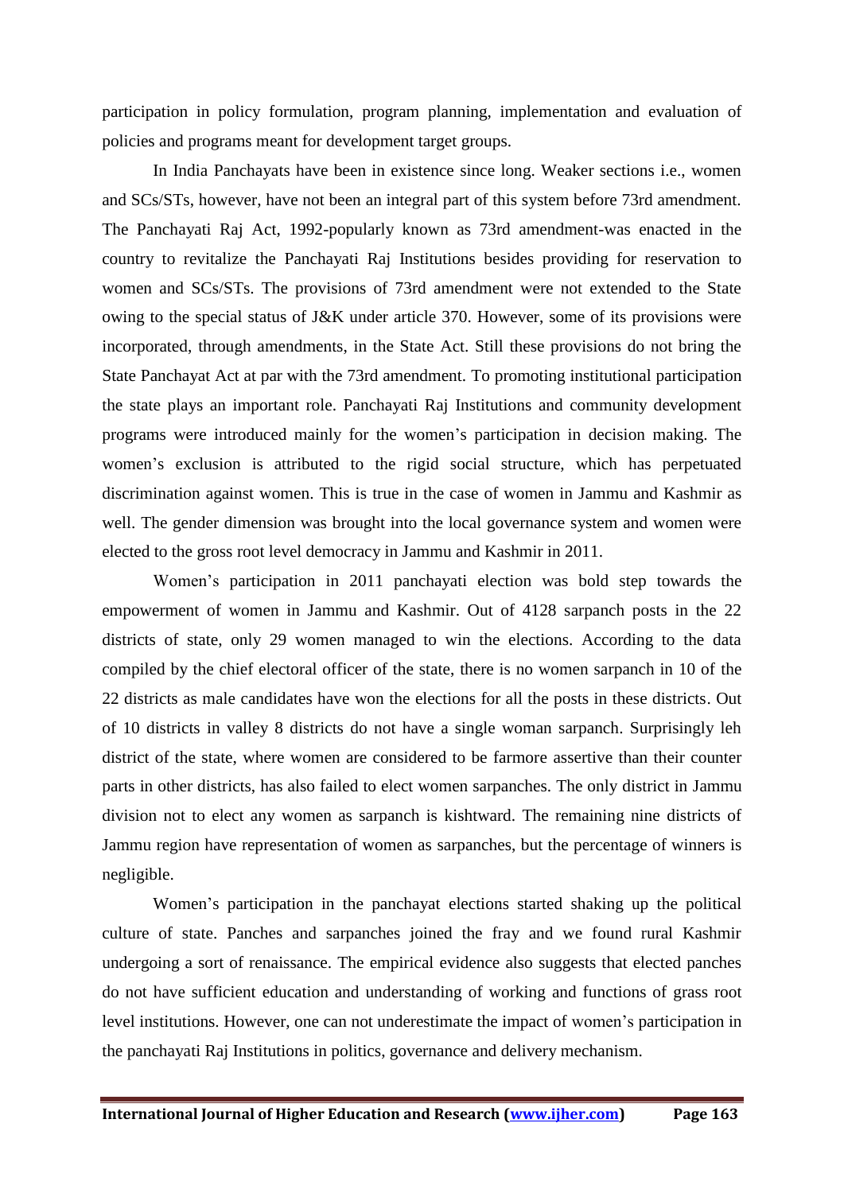participation in policy formulation, program planning, implementation and evaluation of policies and programs meant for development target groups.

In India Panchayats have been in existence since long. Weaker sections i.e., women and SCs/STs, however, have not been an integral part of this system before 73rd amendment. The Panchayati Raj Act, 1992-popularly known as 73rd amendment-was enacted in the country to revitalize the Panchayati Raj Institutions besides providing for reservation to women and SCs/STs. The provisions of 73rd amendment were not extended to the State owing to the special status of J&K under article 370. However, some of its provisions were incorporated, through amendments, in the State Act. Still these provisions do not bring the State Panchayat Act at par with the 73rd amendment. To promoting institutional participation the state plays an important role. Panchayati Raj Institutions and community development programs were introduced mainly for the women's participation in decision making. The women's exclusion is attributed to the rigid social structure, which has perpetuated discrimination against women. This is true in the case of women in Jammu and Kashmir as well. The gender dimension was brought into the local governance system and women were elected to the gross root level democracy in Jammu and Kashmir in 2011.

Women's participation in 2011 panchayati election was bold step towards the empowerment of women in Jammu and Kashmir. Out of 4128 sarpanch posts in the 22 districts of state, only 29 women managed to win the elections. According to the data compiled by the chief electoral officer of the state, there is no women sarpanch in 10 of the 22 districts as male candidates have won the elections for all the posts in these districts. Out of 10 districts in valley 8 districts do not have a single woman sarpanch. Surprisingly leh district of the state, where women are considered to be farmore assertive than their counter parts in other districts, has also failed to elect women sarpanches. The only district in Jammu division not to elect any women as sarpanch is kishtward. The remaining nine districts of Jammu region have representation of women as sarpanches, but the percentage of winners is negligible.

Women's participation in the panchayat elections started shaking up the political culture of state. Panches and sarpanches joined the fray and we found rural Kashmir undergoing a sort of renaissance. The empirical evidence also suggests that elected panches do not have sufficient education and understanding of working and functions of grass root level institutions. However, one can not underestimate the impact of women's participation in the panchayati Raj Institutions in politics, governance and delivery mechanism.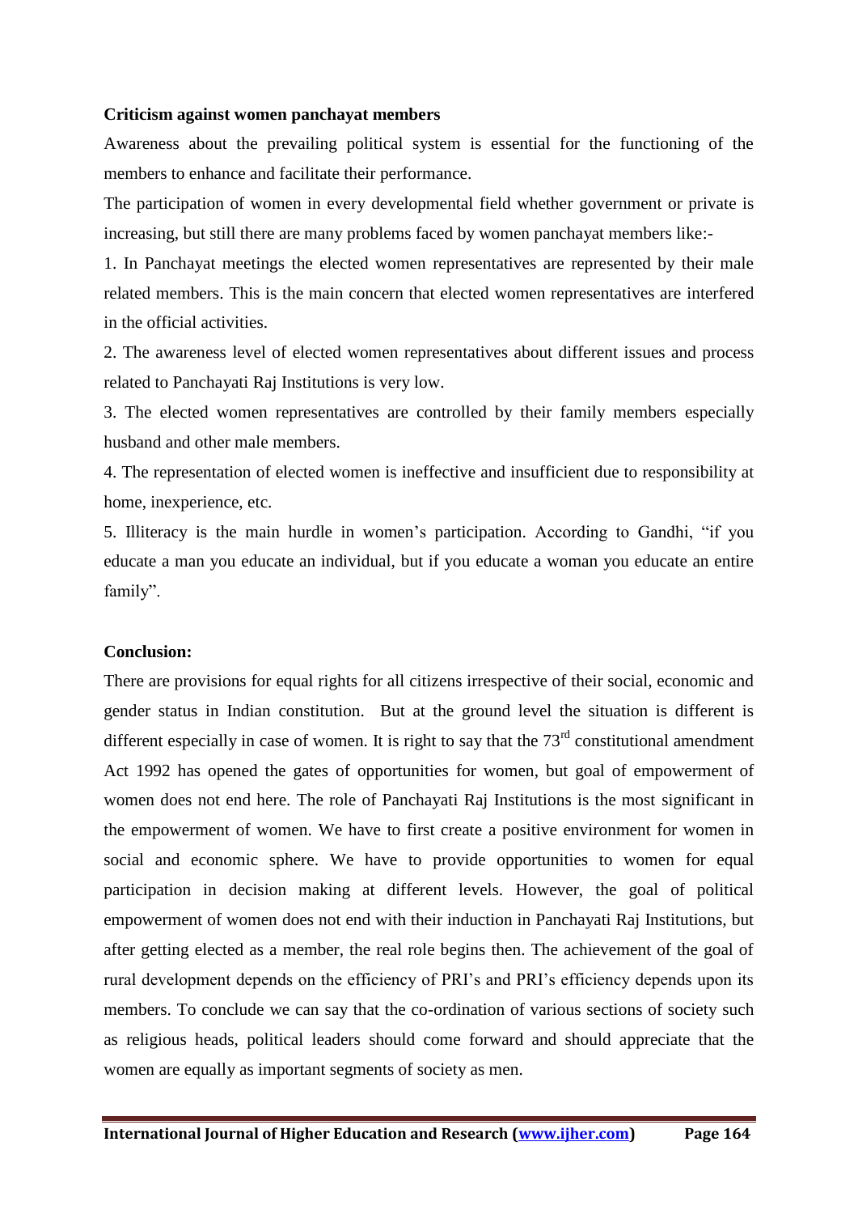**Criticism against women panchayat members**

Awareness about the prevailing political system is essential for the functioning of the members to enhance and facilitate their performance.

The participation of women in every developmental field whether government or private is increasing, but still there are many problems faced by women panchayat members like:-

1. In Panchayat meetings the elected women representatives are represented by their male related members. This is the main concern that elected women representatives are interfered in the official activities.
2. The awareness level of elected women representatives about different issues and process related to Panchayati Raj Institutions is very low.
3. The elected women representatives are controlled by their family members especially husband and other male members.
4. The representation of elected women is ineffective and insufficient due to responsibility at home, inexperience, etc.
5. Illiteracy is the main hurdle in women's participation. According to Gandhi, "if you educate a man you educate an individual, but if you educate a woman you educate an entire family".

**Conclusion:**

There are provisions for equal rights for all citizens irrespective of their social, economic and gender status in Indian constitution. But at the ground level the situation is different is different especially in case of women. It is right to say that the 73rd constitutional amendment Act 1992 has opened the gates of opportunities for women, but goal of empowerment of women does not end here. The role of Panchayati Raj Institutions is the most significant in the empowerment of women. We have to first create a positive environment for women in social and economic sphere. We have to provide opportunities to women for equal participation in decision making at different levels. However, the goal of political empowerment of women does not end with their induction in Panchayati Raj Institutions, but after getting elected as a member, the real role begins then. The achievement of the goal of rural development depends on the efficiency of PRI's and PRI's efficiency depends upon its members. To conclude we can say that the co-ordination of various sections of society such as religious heads, political leaders should come forward and should appreciate that the women are equally as important segments of society as men.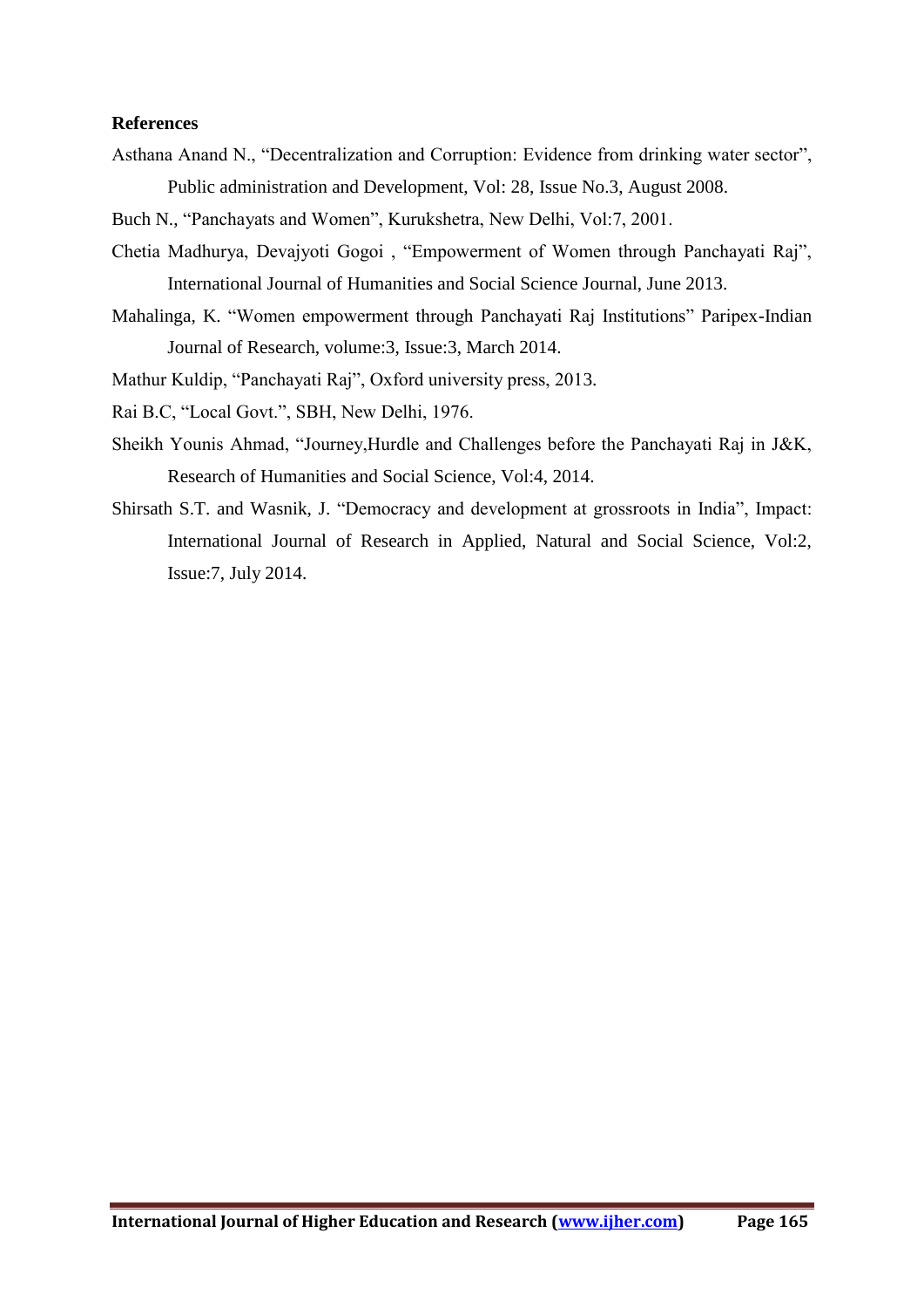**References**

Asthana Anand N., "Decentralization and Corruption: Evidence from drinking water sector", Public administration and Development, Vol: 28, Issue No.3, August 2008.

Buch N., "Panchayats and Women", Kurukshetra, New Delhi, Vol:7, 2001.

Chetia Madhurya, Devajyoti Gogoi , "Empowerment of Women through Panchayati Raj", International Journal of Humanities and Social Science Journal, June 2013.

Mahalinga, K. "Women empowerment through Panchayati Raj Institutions" Paripex-Indian Journal of Research, volume:3, Issue:3, March 2014.

Mathur Kuldip, "Panchayati Raj", Oxford university press, 2013.

Rai B.C, "Local Govt.", SBH, New Delhi, 1976.

Sheikh Younis Ahmad, "Journey,Hurdle and Challenges before the Panchayati Raj in J&K, Research of Humanities and Social Science, Vol:4, 2014.

Shirsath S.T. and Wasnik, J. "Democracy and development at grossroots in India", Impact: International Journal of Research in Applied, Natural and Social Science, Vol:2, Issue:7, July 2014.